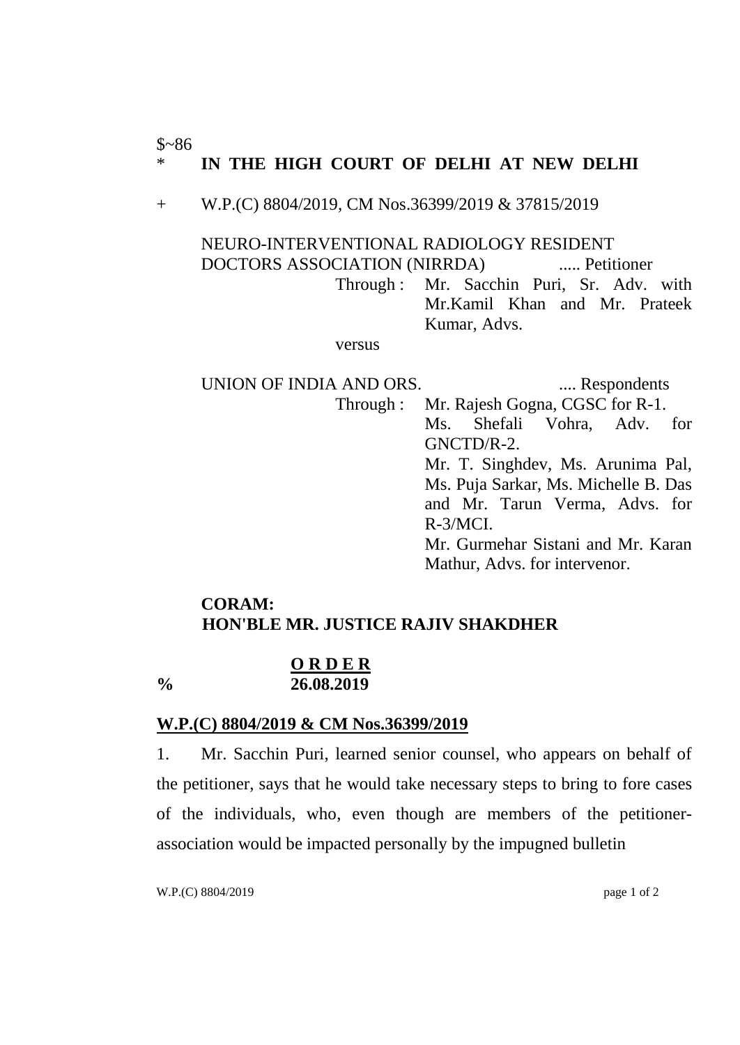$~86

\* **IN THE HIGH COURT OF DELHI AT NEW DELHI**

\+ W.P.(C) 8804/2019, CM Nos.36399/2019 & 37815/2019

NEURO-INTERVENTIONAL RADIOLOGY RESIDENT DOCTORS ASSOCIATION (NIRRDA) ..... Petitioner

Through : Mr. Sacchin Puri, Sr. Adv. with Mr.Kamil Khan and Mr. Prateek Kumar, Advs.

versus

UNION OF INDIA AND ORS. .... Respondents

Through : Mr. Rajesh Gogna, CGSC for R-1.
Ms. Shefali Vohra, Adv. for GNCTD/R-2.
Mr. T. Singhdev, Ms. Arunima Pal, Ms. Puja Sarkar, Ms. Michelle B. Das and Mr. Tarun Verma, Advs. for R-3/MCI.
Mr. Gurmehar Sistani and Mr. Karan Mathur, Advs. for intervenor.

**CORAM:**
**HON'BLE MR. JUSTICE RAJIV SHAKDHER**

**O R D E R**

**% 26.08.2019**

**W.P.(C) 8804/2019 & CM Nos.36399/2019**

1. Mr. Sacchin Puri, learned senior counsel, who appears on behalf of the petitioner, says that he would take necessary steps to bring to fore cases of the individuals, who, even though are members of the petitioner-association would be impacted personally by the impugned bulletin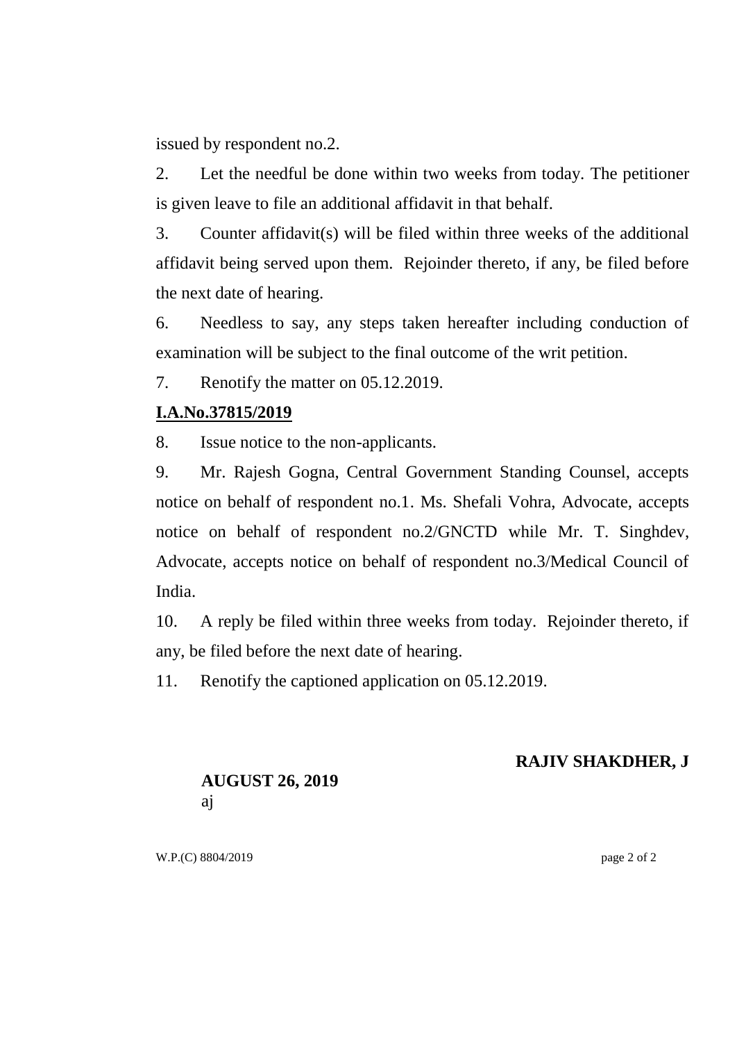issued by respondent no.2.

2. Let the needful be done within two weeks from today. The petitioner is given leave to file an additional affidavit in that behalf.

3. Counter affidavit(s) will be filed within three weeks of the additional affidavit being served upon them. Rejoinder thereto, if any, be filed before the next date of hearing.

6. Needless to say, any steps taken hereafter including conduction of examination will be subject to the final outcome of the writ petition.

7. Renotify the matter on 05.12.2019.

**I.A.No.37815/2019**

8. Issue notice to the non-applicants.

9. Mr. Rajesh Gogna, Central Government Standing Counsel, accepts notice on behalf of respondent no.1. Ms. Shefali Vohra, Advocate, accepts notice on behalf of respondent no.2/GNCTD while Mr. T. Singhdev, Advocate, accepts notice on behalf of respondent no.3/Medical Council of India.

10. A reply be filed within three weeks from today. Rejoinder thereto, if any, be filed before the next date of hearing.

11. Renotify the captioned application on 05.12.2019.

**RAJIV SHAKDHER, J**

**AUGUST 26, 2019**

aj